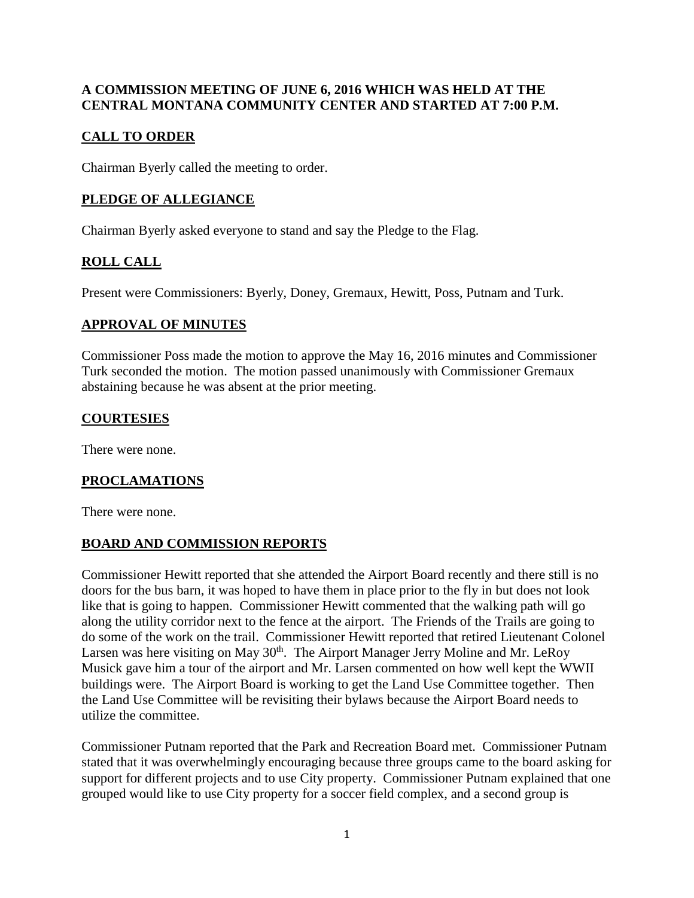**A COMMISSION MEETING OF JUNE 6, 2016 WHICH WAS HELD AT THE CENTRAL MONTANA COMMUNITY CENTER AND STARTED AT 7:00 P.M.**

## CALL TO ORDER

Chairman Byerly called the meeting to order.

## PLEDGE OF ALLEGIANCE

Chairman Byerly asked everyone to stand and say the Pledge to the Flag.

## ROLL CALL

Present were Commissioners: Byerly, Doney, Gremaux, Hewitt, Poss, Putnam and Turk.

## APPROVAL OF MINUTES

Commissioner Poss made the motion to approve the May 16, 2016 minutes and Commissioner Turk seconded the motion. The motion passed unanimously with Commissioner Gremaux abstaining because he was absent at the prior meeting.

## COURTESIES

There were none.

## PROCLAMATIONS

There were none.

## BOARD AND COMMISSION REPORTS

Commissioner Hewitt reported that she attended the Airport Board recently and there still is no doors for the bus barn, it was hoped to have them in place prior to the fly in but does not look like that is going to happen. Commissioner Hewitt commented that the walking path will go along the utility corridor next to the fence at the airport. The Friends of the Trails are going to do some of the work on the trail. Commissioner Hewitt reported that retired Lieutenant Colonel Larsen was here visiting on May 30th. The Airport Manager Jerry Moline and Mr. LeRoy Musick gave him a tour of the airport and Mr. Larsen commented on how well kept the WWII buildings were. The Airport Board is working to get the Land Use Committee together. Then the Land Use Committee will be revisiting their bylaws because the Airport Board needs to utilize the committee.

Commissioner Putnam reported that the Park and Recreation Board met. Commissioner Putnam stated that it was overwhelmingly encouraging because three groups came to the board asking for support for different projects and to use City property. Commissioner Putnam explained that one grouped would like to use City property for a soccer field complex, and a second group is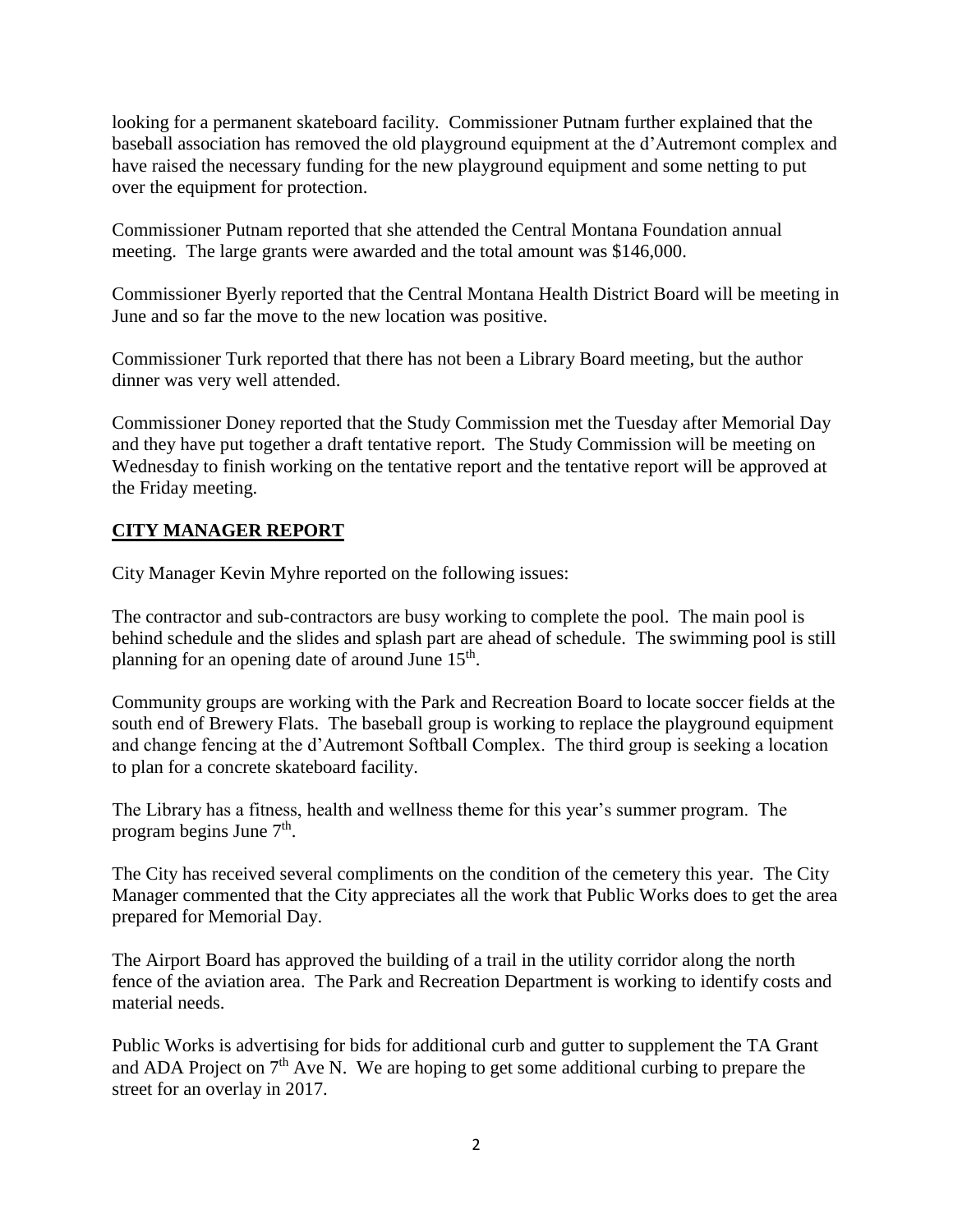looking for a permanent skateboard facility. Commissioner Putnam further explained that the baseball association has removed the old playground equipment at the d'Autremont complex and have raised the necessary funding for the new playground equipment and some netting to put over the equipment for protection.

Commissioner Putnam reported that she attended the Central Montana Foundation annual meeting. The large grants were awarded and the total amount was $146,000.

Commissioner Byerly reported that the Central Montana Health District Board will be meeting in June and so far the move to the new location was positive.

Commissioner Turk reported that there has not been a Library Board meeting, but the author dinner was very well attended.

Commissioner Doney reported that the Study Commission met the Tuesday after Memorial Day and they have put together a draft tentative report. The Study Commission will be meeting on Wednesday to finish working on the tentative report and the tentative report will be approved at the Friday meeting.

## **CITY MANAGER REPORT**

City Manager Kevin Myhre reported on the following issues:

The contractor and sub-contractors are busy working to complete the pool. The main pool is behind schedule and the slides and splash part are ahead of schedule. The swimming pool is still planning for an opening date of around June 15th.

Community groups are working with the Park and Recreation Board to locate soccer fields at the south end of Brewery Flats. The baseball group is working to replace the playground equipment and change fencing at the d'Autremont Softball Complex. The third group is seeking a location to plan for a concrete skateboard facility.

The Library has a fitness, health and wellness theme for this year's summer program. The program begins June 7th.

The City has received several compliments on the condition of the cemetery this year. The City Manager commented that the City appreciates all the work that Public Works does to get the area prepared for Memorial Day.

The Airport Board has approved the building of a trail in the utility corridor along the north fence of the aviation area. The Park and Recreation Department is working to identify costs and material needs.

Public Works is advertising for bids for additional curb and gutter to supplement the TA Grant and ADA Project on 7th Ave N. We are hoping to get some additional curbing to prepare the street for an overlay in 2017.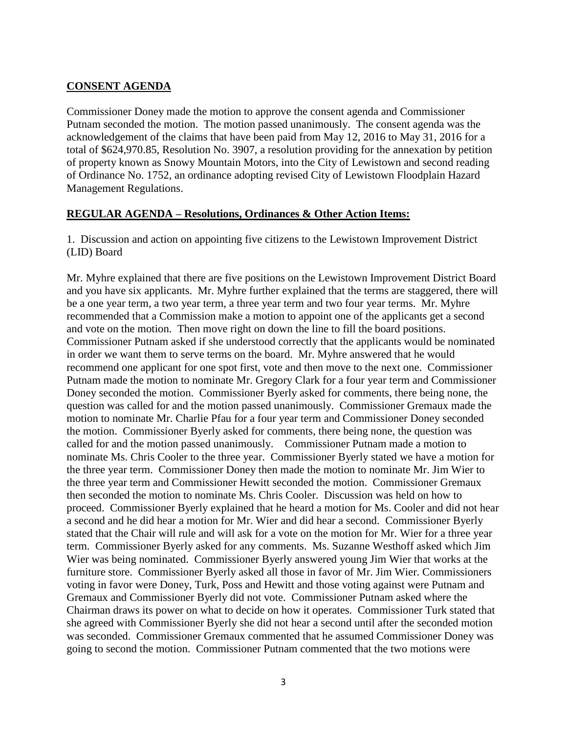## **CONSENT AGENDA**

Commissioner Doney made the motion to approve the consent agenda and Commissioner Putnam seconded the motion. The motion passed unanimously. The consent agenda was the acknowledgement of the claims that have been paid from May 12, 2016 to May 31, 2016 for a total of $624,970.85, Resolution No. 3907, a resolution providing for the annexation by petition of property known as Snowy Mountain Motors, into the City of Lewistown and second reading of Ordinance No. 1752, an ordinance adopting revised City of Lewistown Floodplain Hazard Management Regulations.

## **REGULAR AGENDA – Resolutions, Ordinances & Other Action Items:**

1. Discussion and action on appointing five citizens to the Lewistown Improvement District (LID) Board

Mr. Myhre explained that there are five positions on the Lewistown Improvement District Board and you have six applicants. Mr. Myhre further explained that the terms are staggered, there will be a one year term, a two year term, a three year term and two four year terms. Mr. Myhre recommended that a Commission make a motion to appoint one of the applicants get a second and vote on the motion. Then move right on down the line to fill the board positions. Commissioner Putnam asked if she understood correctly that the applicants would be nominated in order we want them to serve terms on the board. Mr. Myhre answered that he would recommend one applicant for one spot first, vote and then move to the next one. Commissioner Putnam made the motion to nominate Mr. Gregory Clark for a four year term and Commissioner Doney seconded the motion. Commissioner Byerly asked for comments, there being none, the question was called for and the motion passed unanimously. Commissioner Gremaux made the motion to nominate Mr. Charlie Pfau for a four year term and Commissioner Doney seconded the motion. Commissioner Byerly asked for comments, there being none, the question was called for and the motion passed unanimously. Commissioner Putnam made a motion to nominate Ms. Chris Cooler to the three year. Commissioner Byerly stated we have a motion for the three year term. Commissioner Doney then made the motion to nominate Mr. Jim Wier to the three year term and Commissioner Hewitt seconded the motion. Commissioner Gremaux then seconded the motion to nominate Ms. Chris Cooler. Discussion was held on how to proceed. Commissioner Byerly explained that he heard a motion for Ms. Cooler and did not hear a second and he did hear a motion for Mr. Wier and did hear a second. Commissioner Byerly stated that the Chair will rule and will ask for a vote on the motion for Mr. Wier for a three year term. Commissioner Byerly asked for any comments. Ms. Suzanne Westhoff asked which Jim Wier was being nominated. Commissioner Byerly answered young Jim Wier that works at the furniture store. Commissioner Byerly asked all those in favor of Mr. Jim Wier. Commissioners voting in favor were Doney, Turk, Poss and Hewitt and those voting against were Putnam and Gremaux and Commissioner Byerly did not vote. Commissioner Putnam asked where the Chairman draws its power on what to decide on how it operates. Commissioner Turk stated that she agreed with Commissioner Byerly she did not hear a second until after the seconded motion was seconded. Commissioner Gremaux commented that he assumed Commissioner Doney was going to second the motion. Commissioner Putnam commented that the two motions were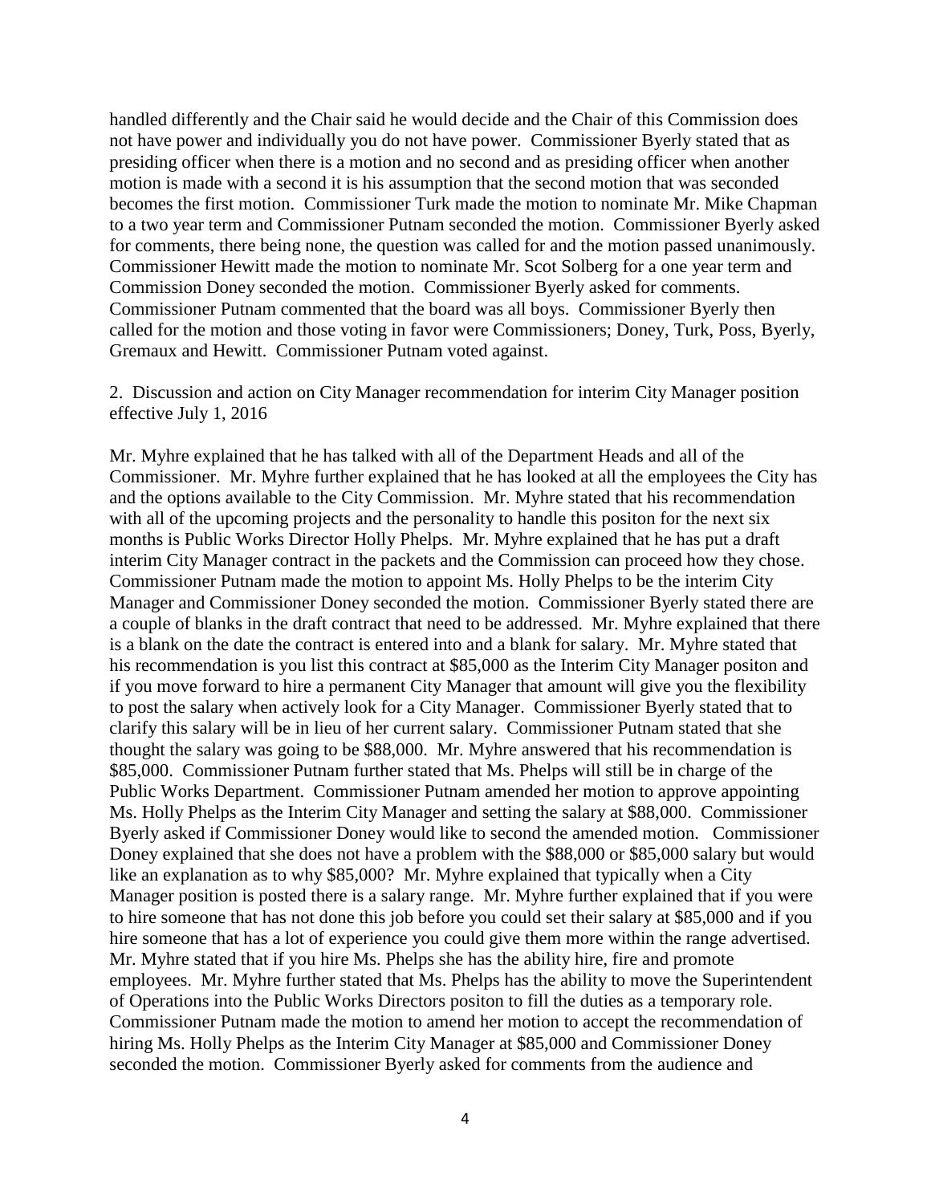handled differently and the Chair said he would decide and the Chair of this Commission does not have power and individually you do not have power. Commissioner Byerly stated that as presiding officer when there is a motion and no second and as presiding officer when another motion is made with a second it is his assumption that the second motion that was seconded becomes the first motion. Commissioner Turk made the motion to nominate Mr. Mike Chapman to a two year term and Commissioner Putnam seconded the motion. Commissioner Byerly asked for comments, there being none, the question was called for and the motion passed unanimously. Commissioner Hewitt made the motion to nominate Mr. Scot Solberg for a one year term and Commission Doney seconded the motion. Commissioner Byerly asked for comments. Commissioner Putnam commented that the board was all boys. Commissioner Byerly then called for the motion and those voting in favor were Commissioners; Doney, Turk, Poss, Byerly, Gremaux and Hewitt. Commissioner Putnam voted against.

2. Discussion and action on City Manager recommendation for interim City Manager position effective July 1, 2016

Mr. Myhre explained that he has talked with all of the Department Heads and all of the Commissioner. Mr. Myhre further explained that he has looked at all the employees the City has and the options available to the City Commission. Mr. Myhre stated that his recommendation with all of the upcoming projects and the personality to handle this positon for the next six months is Public Works Director Holly Phelps. Mr. Myhre explained that he has put a draft interim City Manager contract in the packets and the Commission can proceed how they chose. Commissioner Putnam made the motion to appoint Ms. Holly Phelps to be the interim City Manager and Commissioner Doney seconded the motion. Commissioner Byerly stated there are a couple of blanks in the draft contract that need to be addressed. Mr. Myhre explained that there is a blank on the date the contract is entered into and a blank for salary. Mr. Myhre stated that his recommendation is you list this contract at $85,000 as the Interim City Manager positon and if you move forward to hire a permanent City Manager that amount will give you the flexibility to post the salary when actively look for a City Manager. Commissioner Byerly stated that to clarify this salary will be in lieu of her current salary. Commissioner Putnam stated that she thought the salary was going to be $88,000. Mr. Myhre answered that his recommendation is $85,000. Commissioner Putnam further stated that Ms. Phelps will still be in charge of the Public Works Department. Commissioner Putnam amended her motion to approve appointing Ms. Holly Phelps as the Interim City Manager and setting the salary at $88,000. Commissioner Byerly asked if Commissioner Doney would like to second the amended motion. Commissioner Doney explained that she does not have a problem with the $88,000 or $85,000 salary but would like an explanation as to why $85,000? Mr. Myhre explained that typically when a City Manager position is posted there is a salary range. Mr. Myhre further explained that if you were to hire someone that has not done this job before you could set their salary at $85,000 and if you hire someone that has a lot of experience you could give them more within the range advertised. Mr. Myhre stated that if you hire Ms. Phelps she has the ability hire, fire and promote employees. Mr. Myhre further stated that Ms. Phelps has the ability to move the Superintendent of Operations into the Public Works Directors positon to fill the duties as a temporary role. Commissioner Putnam made the motion to amend her motion to accept the recommendation of hiring Ms. Holly Phelps as the Interim City Manager at $85,000 and Commissioner Doney seconded the motion. Commissioner Byerly asked for comments from the audience and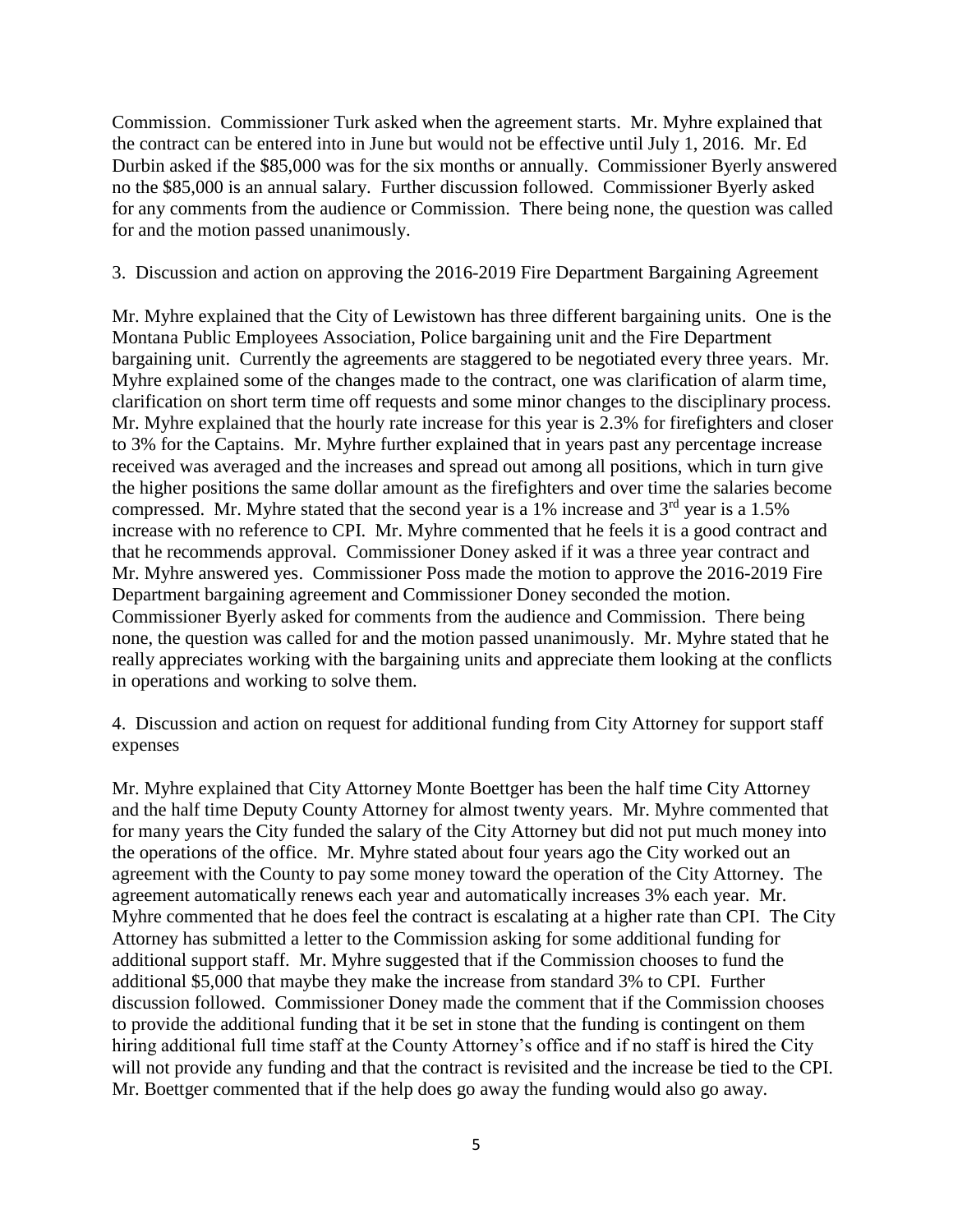Commission. Commissioner Turk asked when the agreement starts. Mr. Myhre explained that the contract can be entered into in June but would not be effective until July 1, 2016. Mr. Ed Durbin asked if the $85,000 was for the six months or annually. Commissioner Byerly answered no the $85,000 is an annual salary. Further discussion followed. Commissioner Byerly asked for any comments from the audience or Commission. There being none, the question was called for and the motion passed unanimously.

3. Discussion and action on approving the 2016-2019 Fire Department Bargaining Agreement

Mr. Myhre explained that the City of Lewistown has three different bargaining units. One is the Montana Public Employees Association, Police bargaining unit and the Fire Department bargaining unit. Currently the agreements are staggered to be negotiated every three years. Mr. Myhre explained some of the changes made to the contract, one was clarification of alarm time, clarification on short term time off requests and some minor changes to the disciplinary process. Mr. Myhre explained that the hourly rate increase for this year is 2.3% for firefighters and closer to 3% for the Captains. Mr. Myhre further explained that in years past any percentage increase received was averaged and the increases and spread out among all positions, which in turn give the higher positions the same dollar amount as the firefighters and over time the salaries become compressed. Mr. Myhre stated that the second year is a 1% increase and 3rd year is a 1.5% increase with no reference to CPI. Mr. Myhre commented that he feels it is a good contract and that he recommends approval. Commissioner Doney asked if it was a three year contract and Mr. Myhre answered yes. Commissioner Poss made the motion to approve the 2016-2019 Fire Department bargaining agreement and Commissioner Doney seconded the motion. Commissioner Byerly asked for comments from the audience and Commission. There being none, the question was called for and the motion passed unanimously. Mr. Myhre stated that he really appreciates working with the bargaining units and appreciate them looking at the conflicts in operations and working to solve them.

4. Discussion and action on request for additional funding from City Attorney for support staff expenses

Mr. Myhre explained that City Attorney Monte Boettger has been the half time City Attorney and the half time Deputy County Attorney for almost twenty years. Mr. Myhre commented that for many years the City funded the salary of the City Attorney but did not put much money into the operations of the office. Mr. Myhre stated about four years ago the City worked out an agreement with the County to pay some money toward the operation of the City Attorney. The agreement automatically renews each year and automatically increases 3% each year. Mr. Myhre commented that he does feel the contract is escalating at a higher rate than CPI. The City Attorney has submitted a letter to the Commission asking for some additional funding for additional support staff. Mr. Myhre suggested that if the Commission chooses to fund the additional $5,000 that maybe they make the increase from standard 3% to CPI. Further discussion followed. Commissioner Doney made the comment that if the Commission chooses to provide the additional funding that it be set in stone that the funding is contingent on them hiring additional full time staff at the County Attorney's office and if no staff is hired the City will not provide any funding and that the contract is revisited and the increase be tied to the CPI. Mr. Boettger commented that if the help does go away the funding would also go away.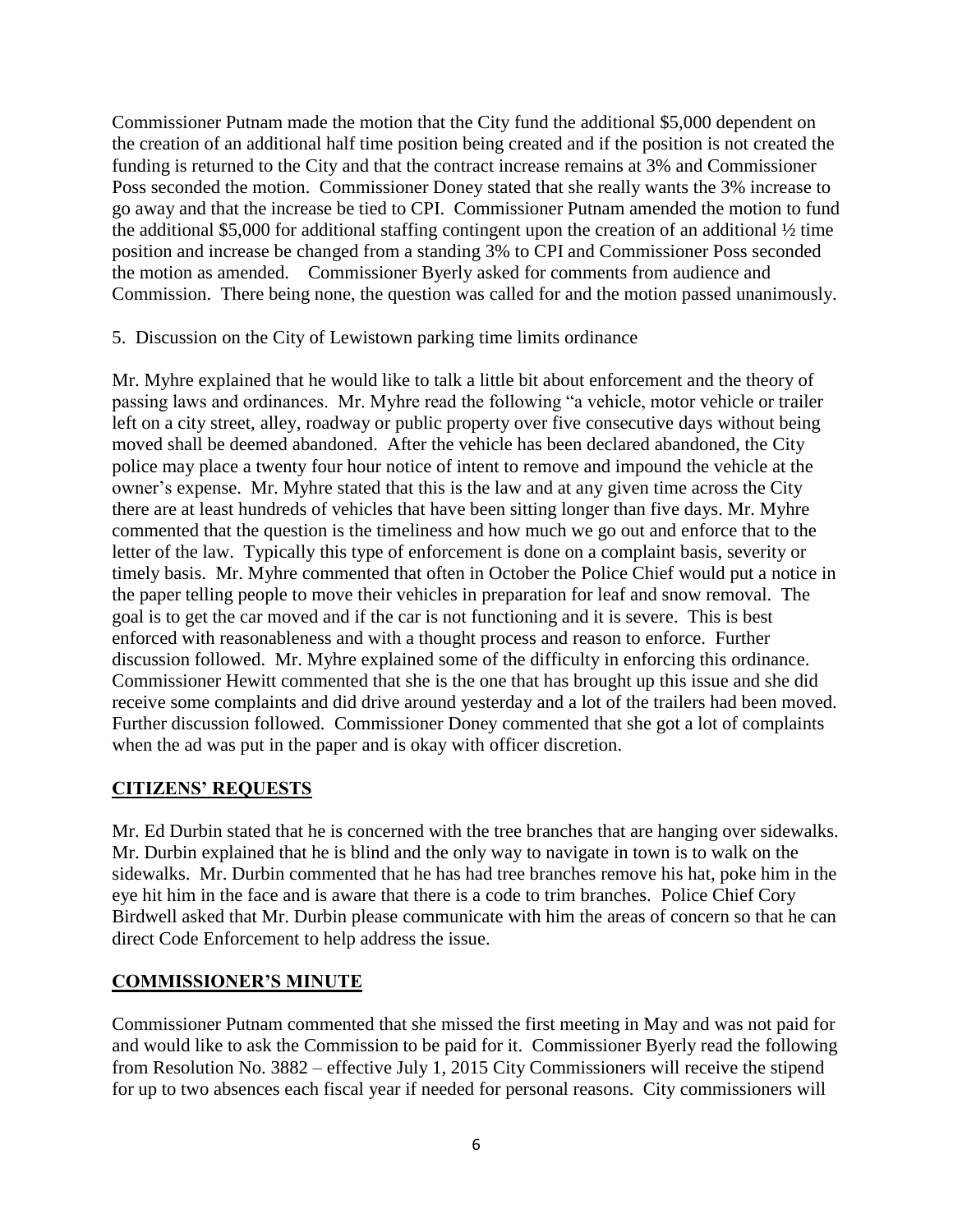Commissioner Putnam made the motion that the City fund the additional $5,000 dependent on the creation of an additional half time position being created and if the position is not created the funding is returned to the City and that the contract increase remains at 3% and Commissioner Poss seconded the motion. Commissioner Doney stated that she really wants the 3% increase to go away and that the increase be tied to CPI. Commissioner Putnam amended the motion to fund the additional $5,000 for additional staffing contingent upon the creation of an additional ½ time position and increase be changed from a standing 3% to CPI and Commissioner Poss seconded the motion as amended. Commissioner Byerly asked for comments from audience and Commission. There being none, the question was called for and the motion passed unanimously.

5. Discussion on the City of Lewistown parking time limits ordinance

Mr. Myhre explained that he would like to talk a little bit about enforcement and the theory of passing laws and ordinances. Mr. Myhre read the following "a vehicle, motor vehicle or trailer left on a city street, alley, roadway or public property over five consecutive days without being moved shall be deemed abandoned. After the vehicle has been declared abandoned, the City police may place a twenty four hour notice of intent to remove and impound the vehicle at the owner's expense. Mr. Myhre stated that this is the law and at any given time across the City there are at least hundreds of vehicles that have been sitting longer than five days. Mr. Myhre commented that the question is the timeliness and how much we go out and enforce that to the letter of the law. Typically this type of enforcement is done on a complaint basis, severity or timely basis. Mr. Myhre commented that often in October the Police Chief would put a notice in the paper telling people to move their vehicles in preparation for leaf and snow removal. The goal is to get the car moved and if the car is not functioning and it is severe. This is best enforced with reasonableness and with a thought process and reason to enforce. Further discussion followed. Mr. Myhre explained some of the difficulty in enforcing this ordinance. Commissioner Hewitt commented that she is the one that has brought up this issue and she did receive some complaints and did drive around yesterday and a lot of the trailers had been moved. Further discussion followed. Commissioner Doney commented that she got a lot of complaints when the ad was put in the paper and is okay with officer discretion.

## **CITIZENS' REQUESTS**

Mr. Ed Durbin stated that he is concerned with the tree branches that are hanging over sidewalks. Mr. Durbin explained that he is blind and the only way to navigate in town is to walk on the sidewalks. Mr. Durbin commented that he has had tree branches remove his hat, poke him in the eye hit him in the face and is aware that there is a code to trim branches. Police Chief Cory Birdwell asked that Mr. Durbin please communicate with him the areas of concern so that he can direct Code Enforcement to help address the issue.

## **COMMISSIONER'S MINUTE**

Commissioner Putnam commented that she missed the first meeting in May and was not paid for and would like to ask the Commission to be paid for it. Commissioner Byerly read the following from Resolution No. 3882 – effective July 1, 2015 City Commissioners will receive the stipend for up to two absences each fiscal year if needed for personal reasons. City commissioners will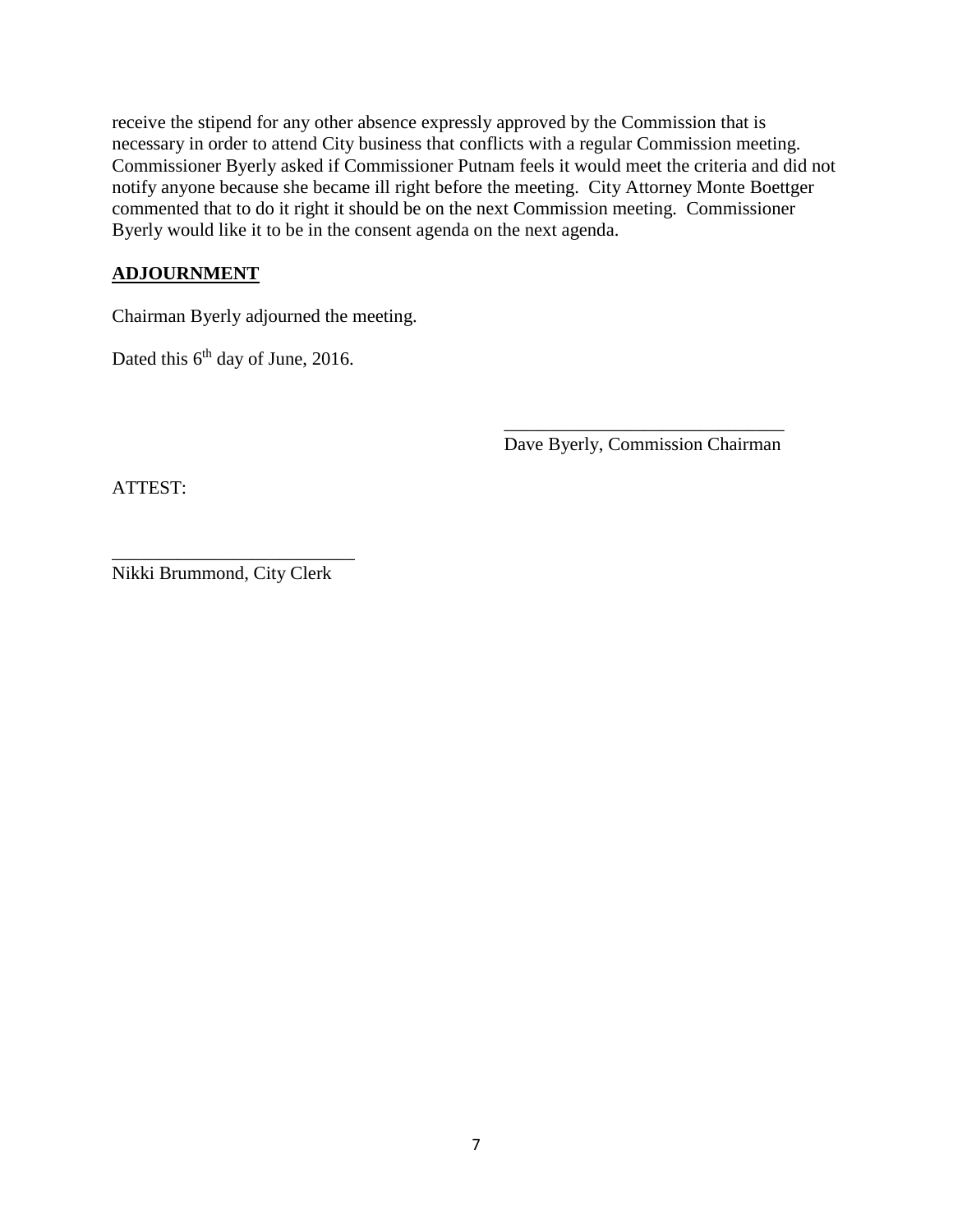receive the stipend for any other absence expressly approved by the Commission that is necessary in order to attend City business that conflicts with a regular Commission meeting. Commissioner Byerly asked if Commissioner Putnam feels it would meet the criteria and did not notify anyone because she became ill right before the meeting. City Attorney Monte Boettger commented that to do it right it should be on the next Commission meeting. Commissioner Byerly would like it to be in the consent agenda on the next agenda.

**ADJOURNMENT**

Chairman Byerly adjourned the meeting.

Dated this 6th day of June, 2016.

\_\_\_\_\_\_\_\_\_\_\_\_\_\_\_\_\_\_\_\_\_\_\_\_\_\_\_\_\_\_
Dave Byerly, Commission Chairman

ATTEST:

\_\_\_\_\_\_\_\_\_\_\_\_\_\_\_\_\_\_\_\_\_\_\_\_\_\_
Nikki Brummond, City Clerk